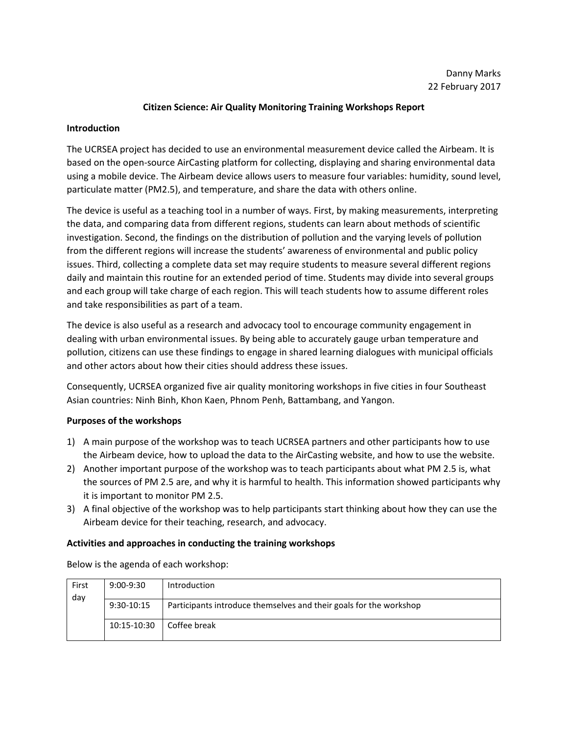Danny Marks
22 February 2017

**Citizen Science: Air Quality Monitoring Training Workshops Report**

**Introduction**

The UCRSEA project has decided to use an environmental measurement device called the Airbeam. It is based on the open-source AirCasting platform for collecting, displaying and sharing environmental data using a mobile device. The Airbeam device allows users to measure four variables: humidity, sound level, particulate matter (PM2.5), and temperature, and share the data with others online.

The device is useful as a teaching tool in a number of ways. First, by making measurements, interpreting the data, and comparing data from different regions, students can learn about methods of scientific investigation. Second, the findings on the distribution of pollution and the varying levels of pollution from the different regions will increase the students' awareness of environmental and public policy issues. Third, collecting a complete data set may require students to measure several different regions daily and maintain this routine for an extended period of time. Students may divide into several groups and each group will take charge of each region. This will teach students how to assume different roles and take responsibilities as part of a team.

The device is also useful as a research and advocacy tool to encourage community engagement in dealing with urban environmental issues. By being able to accurately gauge urban temperature and pollution, citizens can use these findings to engage in shared learning dialogues with municipal officials and other actors about how their cities should address these issues.

Consequently, UCRSEA organized five air quality monitoring workshops in five cities in four Southeast Asian countries: Ninh Binh, Khon Kaen, Phnom Penh, Battambang, and Yangon.

**Purposes of the workshops**

1) A main purpose of the workshop was to teach UCRSEA partners and other participants how to use the Airbeam device, how to upload the data to the AirCasting website, and how to use the website.
2) Another important purpose of the workshop was to teach participants about what PM 2.5 is, what the sources of PM 2.5 are, and why it is harmful to health. This information showed participants why it is important to monitor PM 2.5.
3) A final objective of the workshop was to help participants start thinking about how they can use the Airbeam device for their teaching, research, and advocacy.

**Activities and approaches in conducting the training workshops**

Below is the agenda of each workshop:

| | | |
|---|---|---|
| First day | 9:00-9:30 | Introduction |
| | 9:30-10:15 | Participants introduce themselves and their goals for the workshop |
| | 10:15-10:30 | Coffee break |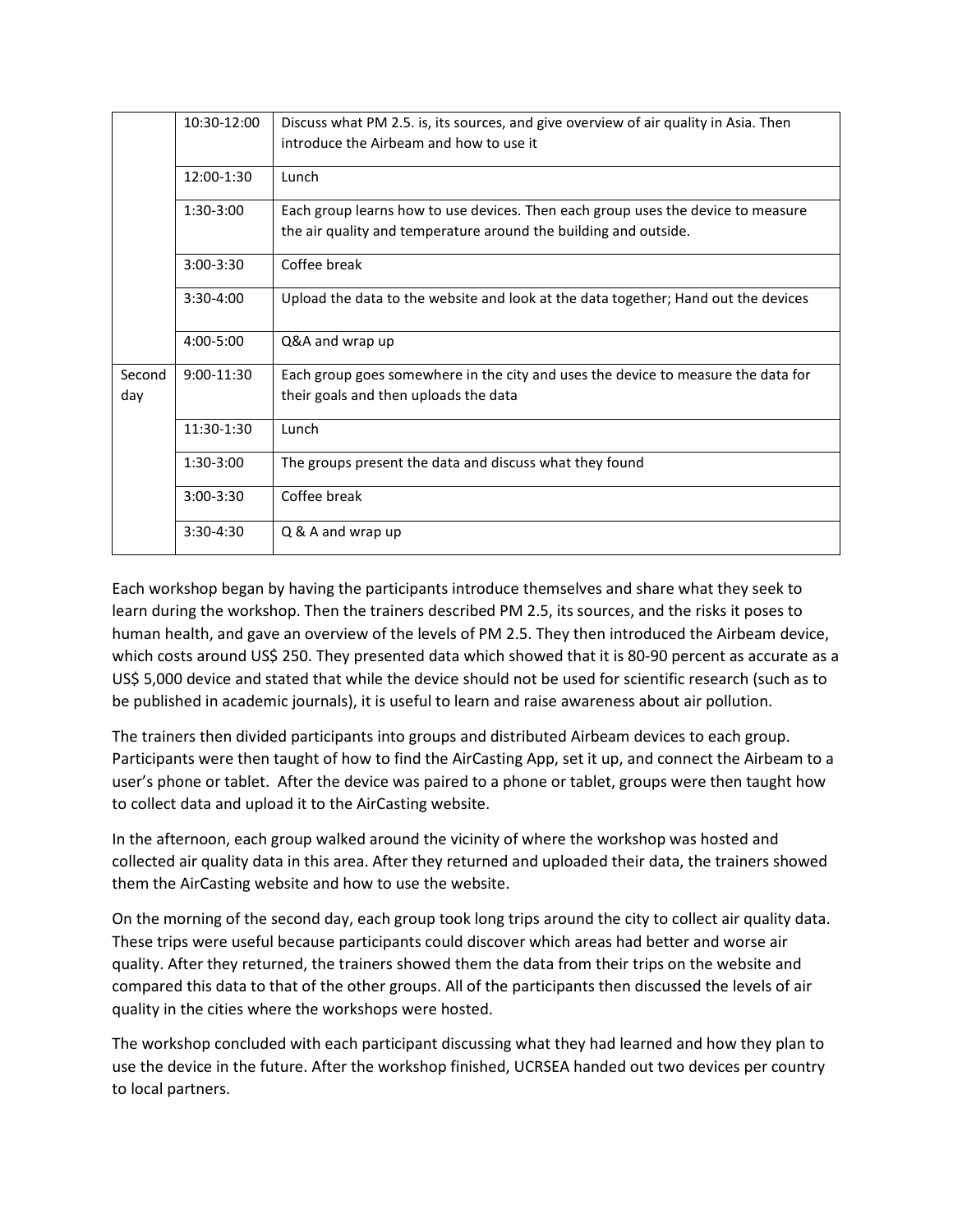| | | |
|---|---|---|
| | 10:30-12:00 | Discuss what PM 2.5. is, its sources, and give overview of air quality in Asia. Then introduce the Airbeam and how to use it |
| | 12:00-1:30 | Lunch |
| | 1:30-3:00 | Each group learns how to use devices. Then each group uses the device to measure the air quality and temperature around the building and outside. |
| | 3:00-3:30 | Coffee break |
| | 3:30-4:00 | Upload the data to the website and look at the data together; Hand out the devices |
| | 4:00-5:00 | Q&A and wrap up |
| Second day | 9:00-11:30 | Each group goes somewhere in the city and uses the device to measure the data for their goals and then uploads the data |
| | 11:30-1:30 | Lunch |
| | 1:30-3:00 | The groups present the data and discuss what they found |
| | 3:00-3:30 | Coffee break |
| | 3:30-4:30 | Q & A and wrap up |

Each workshop began by having the participants introduce themselves and share what they seek to learn during the workshop. Then the trainers described PM 2.5, its sources, and the risks it poses to human health, and gave an overview of the levels of PM 2.5. They then introduced the Airbeam device, which costs around US$ 250. They presented data which showed that it is 80-90 percent as accurate as a US$ 5,000 device and stated that while the device should not be used for scientific research (such as to be published in academic journals), it is useful to learn and raise awareness about air pollution.

The trainers then divided participants into groups and distributed Airbeam devices to each group. Participants were then taught of how to find the AirCasting App, set it up, and connect the Airbeam to a user's phone or tablet. After the device was paired to a phone or tablet, groups were then taught how to collect data and upload it to the AirCasting website.

In the afternoon, each group walked around the vicinity of where the workshop was hosted and collected air quality data in this area. After they returned and uploaded their data, the trainers showed them the AirCasting website and how to use the website.

On the morning of the second day, each group took long trips around the city to collect air quality data. These trips were useful because participants could discover which areas had better and worse air quality. After they returned, the trainers showed them the data from their trips on the website and compared this data to that of the other groups. All of the participants then discussed the levels of air quality in the cities where the workshops were hosted.

The workshop concluded with each participant discussing what they had learned and how they plan to use the device in the future. After the workshop finished, UCRSEA handed out two devices per country to local partners.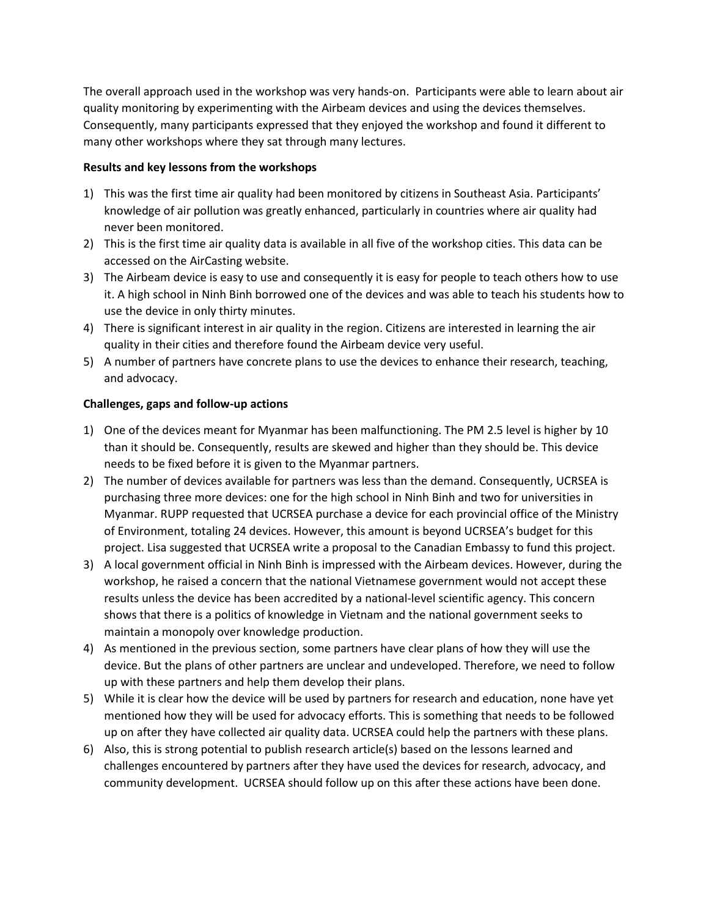The overall approach used in the workshop was very hands-on. Participants were able to learn about air quality monitoring by experimenting with the Airbeam devices and using the devices themselves. Consequently, many participants expressed that they enjoyed the workshop and found it different to many other workshops where they sat through many lectures.

**Results and key lessons from the workshops**

1) This was the first time air quality had been monitored by citizens in Southeast Asia. Participants' knowledge of air pollution was greatly enhanced, particularly in countries where air quality had never been monitored.
2) This is the first time air quality data is available in all five of the workshop cities. This data can be accessed on the AirCasting website.
3) The Airbeam device is easy to use and consequently it is easy for people to teach others how to use it. A high school in Ninh Binh borrowed one of the devices and was able to teach his students how to use the device in only thirty minutes.
4) There is significant interest in air quality in the region. Citizens are interested in learning the air quality in their cities and therefore found the Airbeam device very useful.
5) A number of partners have concrete plans to use the devices to enhance their research, teaching, and advocacy.

**Challenges, gaps and follow-up actions**

1) One of the devices meant for Myanmar has been malfunctioning. The PM 2.5 level is higher by 10 than it should be. Consequently, results are skewed and higher than they should be. This device needs to be fixed before it is given to the Myanmar partners.
2) The number of devices available for partners was less than the demand. Consequently, UCRSEA is purchasing three more devices: one for the high school in Ninh Binh and two for universities in Myanmar. RUPP requested that UCRSEA purchase a device for each provincial office of the Ministry of Environment, totaling 24 devices. However, this amount is beyond UCRSEA's budget for this project. Lisa suggested that UCRSEA write a proposal to the Canadian Embassy to fund this project.
3) A local government official in Ninh Binh is impressed with the Airbeam devices. However, during the workshop, he raised a concern that the national Vietnamese government would not accept these results unless the device has been accredited by a national-level scientific agency. This concern shows that there is a politics of knowledge in Vietnam and the national government seeks to maintain a monopoly over knowledge production.
4) As mentioned in the previous section, some partners have clear plans of how they will use the device. But the plans of other partners are unclear and undeveloped. Therefore, we need to follow up with these partners and help them develop their plans.
5) While it is clear how the device will be used by partners for research and education, none have yet mentioned how they will be used for advocacy efforts. This is something that needs to be followed up on after they have collected air quality data. UCRSEA could help the partners with these plans.
6) Also, this is strong potential to publish research article(s) based on the lessons learned and challenges encountered by partners after they have used the devices for research, advocacy, and community development. UCRSEA should follow up on this after these actions have been done.